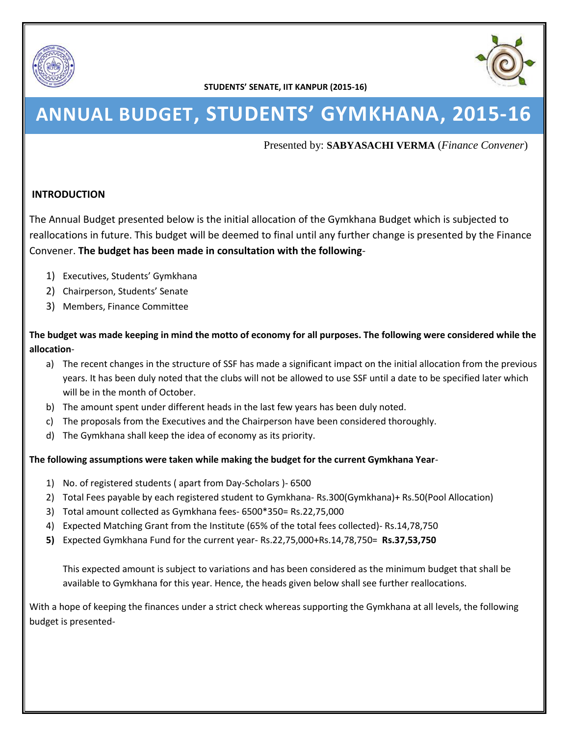**STUDENTS' SENATE, IIT KANPUR (2015-16)**

# ANNUAL BUDGET, STUDENTS' GYMKHANA, 2015-16

Presented by: **SABYASACHI VERMA** (*Finance Convener*)

## INTRODUCTION

The Annual Budget presented below is the initial allocation of the Gymkhana Budget which is subjected to reallocations in future. This budget will be deemed to final until any further change is presented by the Finance Convener. **The budget has been made in consultation with the following**-

1) Executives, Students' Gymkhana
2) Chairperson, Students' Senate
3) Members, Finance Committee

**The budget was made keeping in mind the motto of economy for all purposes. The following were considered while the allocation**-

a) The recent changes in the structure of SSF has made a significant impact on the initial allocation from the previous years. It has been duly noted that the clubs will not be allowed to use SSF until a date to be specified later which will be in the month of October.
b) The amount spent under different heads in the last few years has been duly noted.
c) The proposals from the Executives and the Chairperson have been considered thoroughly.
d) The Gymkhana shall keep the idea of economy as its priority.

**The following assumptions were taken while making the budget for the current Gymkhana Year**-

1) No. of registered students ( apart from Day-Scholars )- 6500
2) Total Fees payable by each registered student to Gymkhana- Rs.300(Gymkhana)+ Rs.50(Pool Allocation)
3) Total amount collected as Gymkhana fees- 6500*350= Rs.22,75,000
4) Expected Matching Grant from the Institute (65% of the total fees collected)- Rs.14,78,750
5) Expected Gymkhana Fund for the current year- Rs.22,75,000+Rs.14,78,750= **Rs.37,53,750**

   This expected amount is subject to variations and has been considered as the minimum budget that shall be available to Gymkhana for this year. Hence, the heads given below shall see further reallocations.

With a hope of keeping the finances under a strict check whereas supporting the Gymkhana at all levels, the following budget is presented-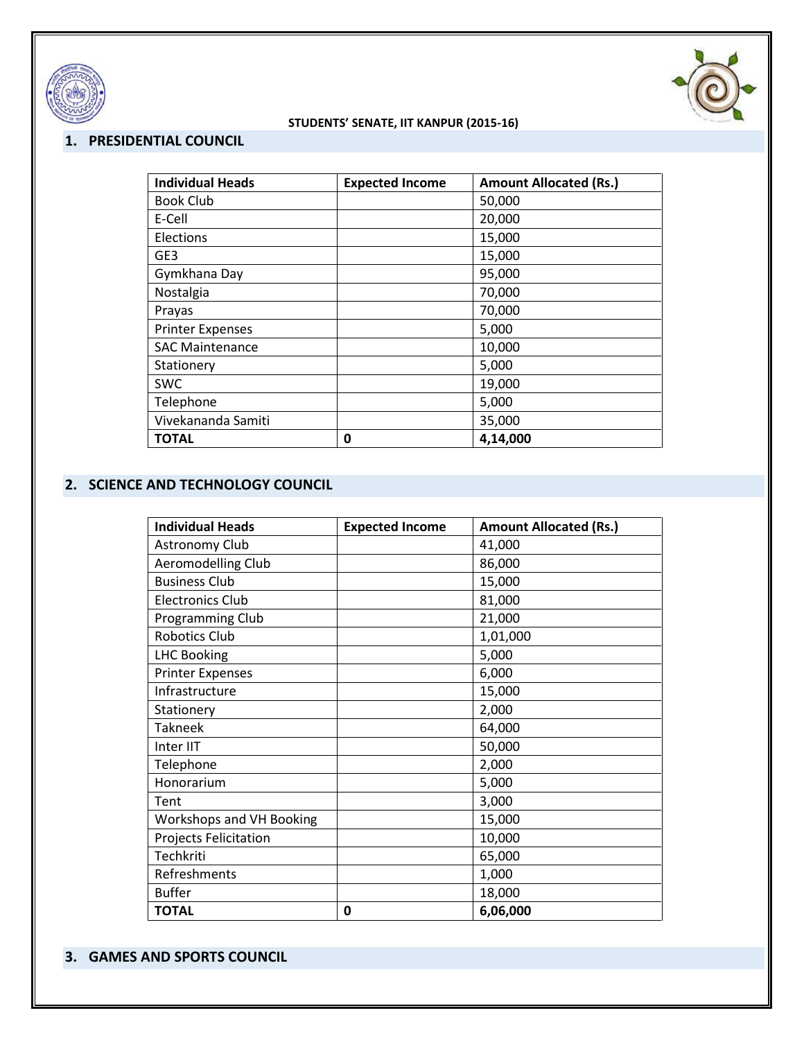STUDENTS' SENATE, IIT KANPUR (2015-16)

## 1. PRESIDENTIAL COUNCIL

| Individual Heads | Expected Income | Amount Allocated (Rs.) |
|---|---|---|
| Book Club | | 50,000 |
| E-Cell | | 20,000 |
| Elections | | 15,000 |
| GE3 | | 15,000 |
| Gymkhana Day | | 95,000 |
| Nostalgia | | 70,000 |
| Prayas | | 70,000 |
| Printer Expenses | | 5,000 |
| SAC Maintenance | | 10,000 |
| Stationery | | 5,000 |
| SWC | | 19,000 |
| Telephone | | 5,000 |
| Vivekananda Samiti | | 35,000 |
| **TOTAL** | **0** | **4,14,000** |

## 2. SCIENCE AND TECHNOLOGY COUNCIL

| Individual Heads | Expected Income | Amount Allocated (Rs.) |
|---|---|---|
| Astronomy Club | | 41,000 |
| Aeromodelling Club | | 86,000 |
| Business Club | | 15,000 |
| Electronics Club | | 81,000 |
| Programming Club | | 21,000 |
| Robotics Club | | 1,01,000 |
| LHC Booking | | 5,000 |
| Printer Expenses | | 6,000 |
| Infrastructure | | 15,000 |
| Stationery | | 2,000 |
| Takneek | | 64,000 |
| Inter IIT | | 50,000 |
| Telephone | | 2,000 |
| Honorarium | | 5,000 |
| Tent | | 3,000 |
| Workshops and VH Booking | | 15,000 |
| Projects Felicitation | | 10,000 |
| Techkriti | | 65,000 |
| Refreshments | | 1,000 |
| Buffer | | 18,000 |
| **TOTAL** | **0** | **6,06,000** |

## 3. GAMES AND SPORTS COUNCIL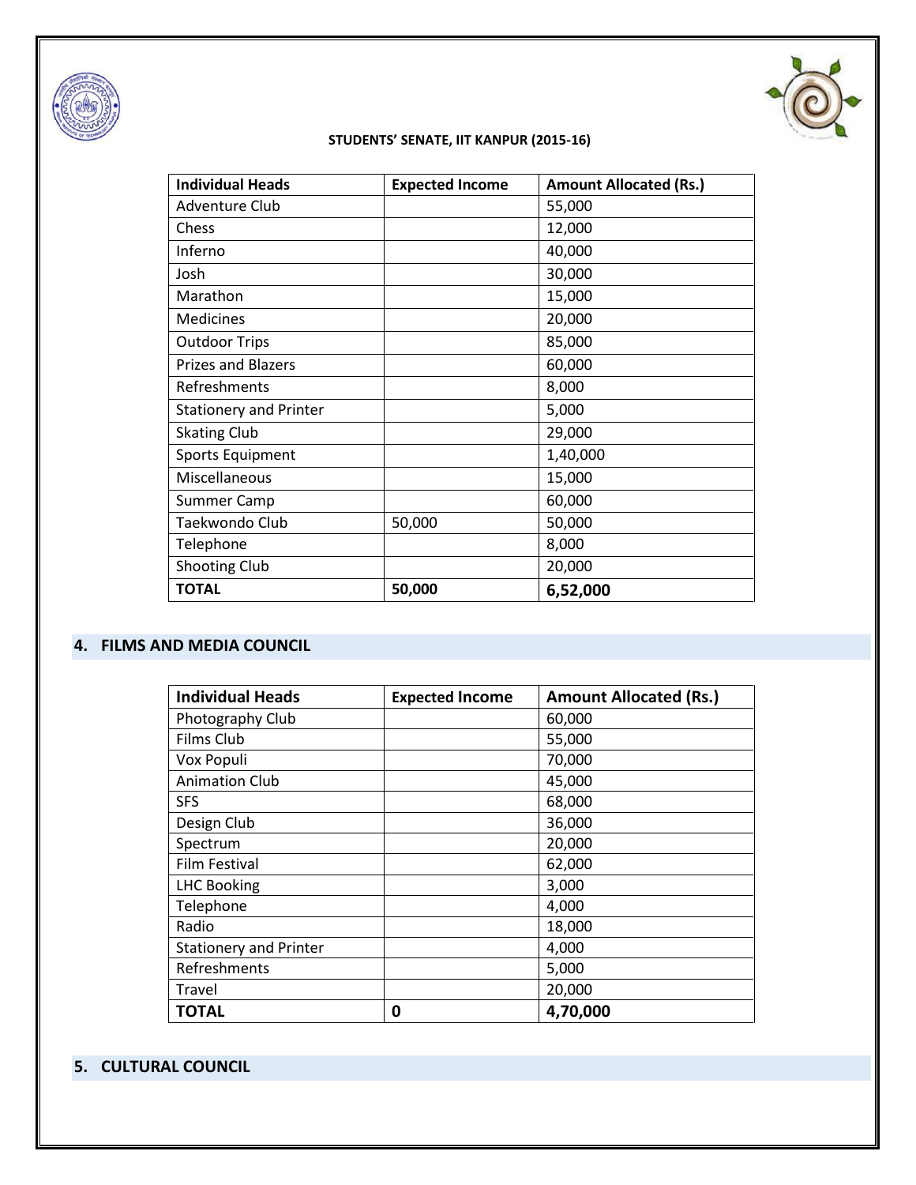STUDENTS' SENATE, IIT KANPUR (2015-16)

| Individual Heads | Expected Income | Amount Allocated (Rs.) |
| --- | --- | --- |
| Adventure Club | | 55,000 |
| Chess | | 12,000 |
| Inferno | | 40,000 |
| Josh | | 30,000 |
| Marathon | | 15,000 |
| Medicines | | 20,000 |
| Outdoor Trips | | 85,000 |
| Prizes and Blazers | | 60,000 |
| Refreshments | | 8,000 |
| Stationery and Printer | | 5,000 |
| Skating Club | | 29,000 |
| Sports Equipment | | 1,40,000 |
| Miscellaneous | | 15,000 |
| Summer Camp | | 60,000 |
| Taekwondo Club | 50,000 | 50,000 |
| Telephone | | 8,000 |
| Shooting Club | | 20,000 |
| **TOTAL** | **50,000** | **6,52,000** |

## 4. FILMS AND MEDIA COUNCIL

| Individual Heads | Expected Income | Amount Allocated (Rs.) |
| --- | --- | --- |
| Photography Club | | 60,000 |
| Films Club | | 55,000 |
| Vox Populi | | 70,000 |
| Animation Club | | 45,000 |
| SFS | | 68,000 |
| Design Club | | 36,000 |
| Spectrum | | 20,000 |
| Film Festival | | 62,000 |
| LHC Booking | | 3,000 |
| Telephone | | 4,000 |
| Radio | | 18,000 |
| Stationery and Printer | | 4,000 |
| Refreshments | | 5,000 |
| Travel | | 20,000 |
| **TOTAL** | **0** | **4,70,000** |

## 5. CULTURAL COUNCIL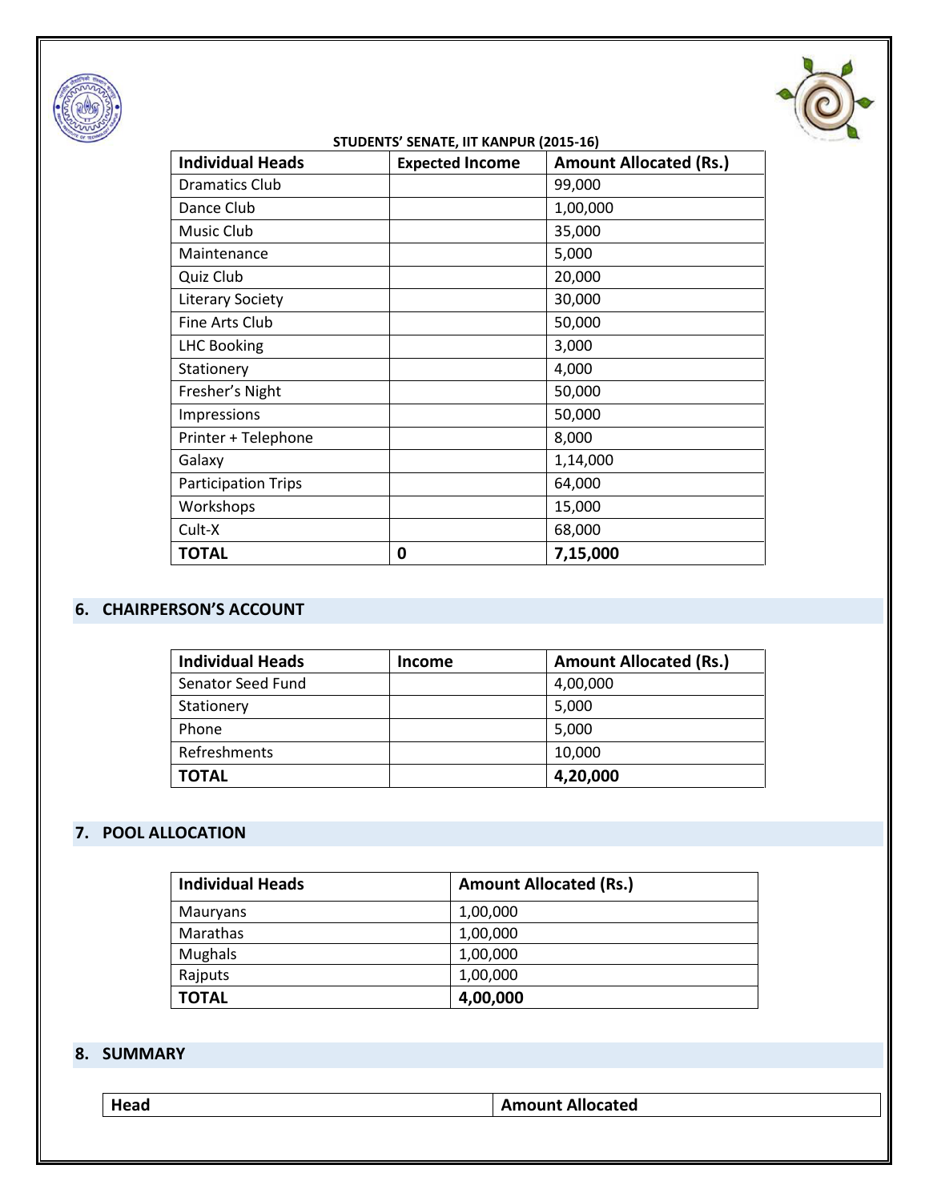**STUDENTS' SENATE, IIT KANPUR (2015-16)**

| Individual Heads | Expected Income | Amount Allocated (Rs.) |
|---|---|---|
| Dramatics Club | | 99,000 |
| Dance Club | | 1,00,000 |
| Music Club | | 35,000 |
| Maintenance | | 5,000 |
| Quiz Club | | 20,000 |
| Literary Society | | 30,000 |
| Fine Arts Club | | 50,000 |
| LHC Booking | | 3,000 |
| Stationery | | 4,000 |
| Fresher's Night | | 50,000 |
| Impressions | | 50,000 |
| Printer + Telephone | | 8,000 |
| Galaxy | | 1,14,000 |
| Participation Trips | | 64,000 |
| Workshops | | 15,000 |
| Cult-X | | 68,000 |
| **TOTAL** | **0** | **7,15,000** |

## 6. CHAIRPERSON'S ACCOUNT

| Individual Heads | Income | Amount Allocated (Rs.) |
|---|---|---|
| Senator Seed Fund | | 4,00,000 |
| Stationery | | 5,000 |
| Phone | | 5,000 |
| Refreshments | | 10,000 |
| **TOTAL** | | **4,20,000** |

## 7. POOL ALLOCATION

| Individual Heads | Amount Allocated (Rs.) |
|---|---|
| Mauryans | 1,00,000 |
| Marathas | 1,00,000 |
| Mughals | 1,00,000 |
| Rajputs | 1,00,000 |
| **TOTAL** | **4,00,000** |

## 8. SUMMARY

| Head | Amount Allocated |
|---|---|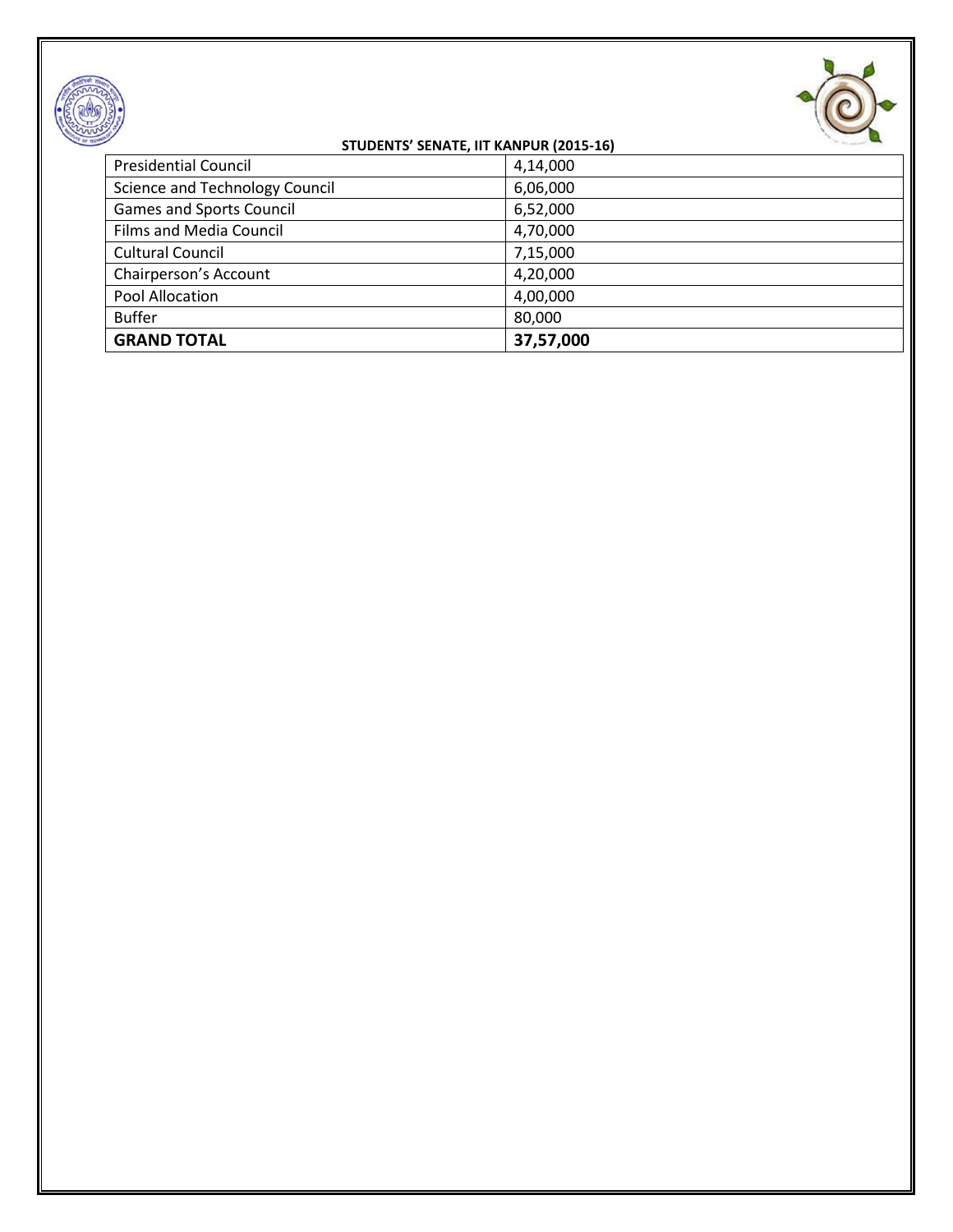**STUDENTS' SENATE, IIT KANPUR (2015-16)**

| | |
|---|---|
| Presidential Council | 4,14,000 |
| Science and Technology Council | 6,06,000 |
| Games and Sports Council | 6,52,000 |
| Films and Media Council | 4,70,000 |
| Cultural Council | 7,15,000 |
| Chairperson's Account | 4,20,000 |
| Pool Allocation | 4,00,000 |
| Buffer | 80,000 |
| **GRAND TOTAL** | **37,57,000** |